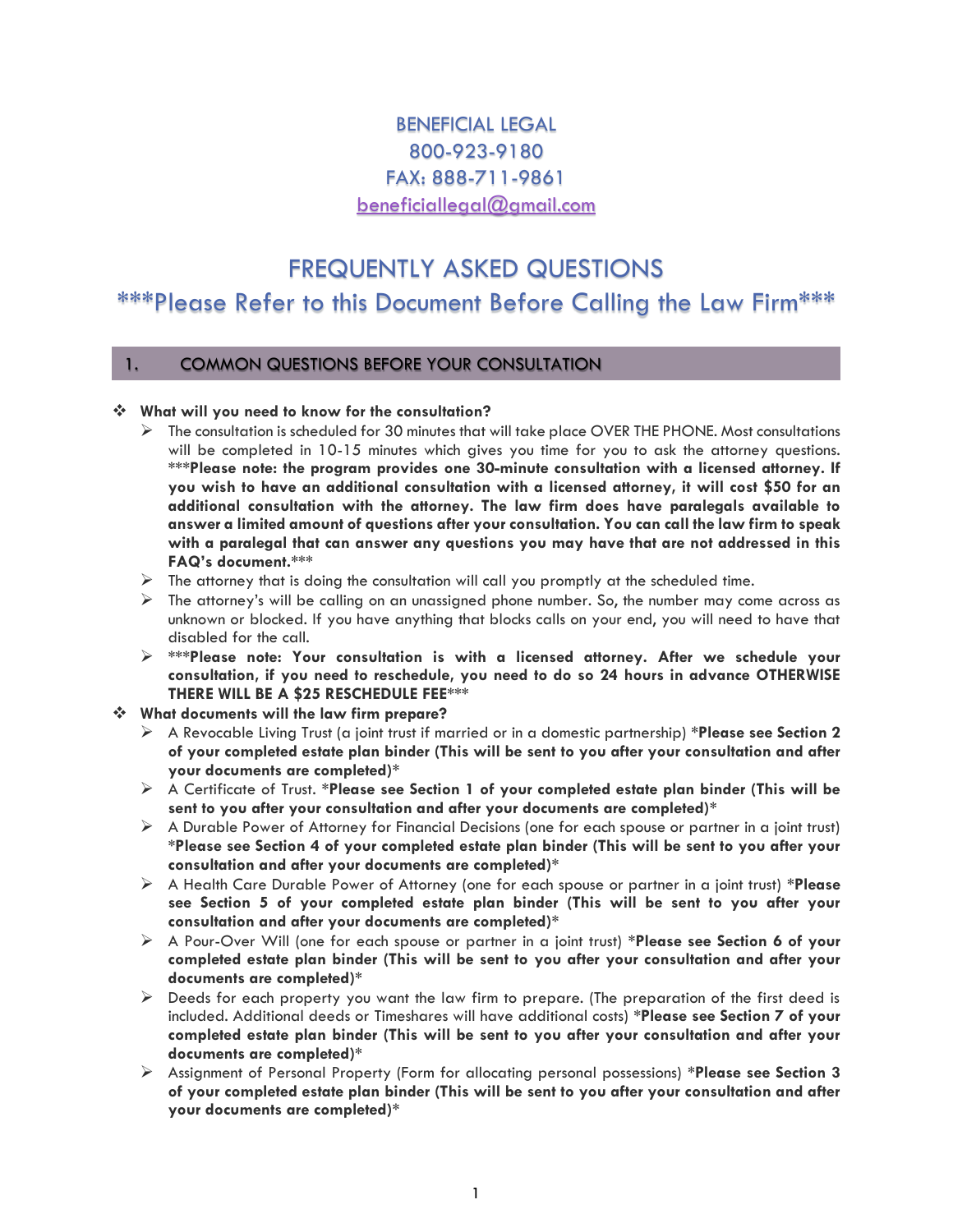BENEFICIAL LEGAL
800-923-9180
FAX: 888-711-9861
beneficiallegal@gmail.com

# FREQUENTLY ASKED QUESTIONS

## ***Please Refer to this Document Before Calling the Law Firm***

## 1. COMMON QUESTIONS BEFORE YOUR CONSULTATION

- **What will you need to know for the consultation?**
  - The consultation is scheduled for 30 minutes that will take place OVER THE PHONE. Most consultations will be completed in 10-15 minutes which gives you time for you to ask the attorney questions. ***Please note: the program provides one 30-minute consultation with a licensed attorney. If you wish to have an additional consultation with a licensed attorney, it will cost $50 for an additional consultation with the attorney. The law firm does have paralegals available to answer a limited amount of questions after your consultation. You can call the law firm to speak with a paralegal that can answer any questions you may have that are not addressed in this FAQ's document.***
  - The attorney that is doing the consultation will call you promptly at the scheduled time.
  - The attorney's will be calling on an unassigned phone number. So, the number may come across as unknown or blocked. If you have anything that blocks calls on your end, you will need to have that disabled for the call.
  - ***Please note: Your consultation is with a licensed attorney. After we schedule your consultation, if you need to reschedule, you need to do so 24 hours in advance OTHERWISE THERE WILL BE A $25 RESCHEDULE FEE***
- **What documents will the law firm prepare?**
  - A Revocable Living Trust (a joint trust if married or in a domestic partnership) ***Please see Section 2 of your completed estate plan binder (This will be sent to you after your consultation and after your documents are completed)***
  - A Certificate of Trust. ***Please see Section 1 of your completed estate plan binder (This will be sent to you after your consultation and after your documents are completed)***
  - A Durable Power of Attorney for Financial Decisions (one for each spouse or partner in a joint trust) ***Please see Section 4 of your completed estate plan binder (This will be sent to you after your consultation and after your documents are completed)***
  - A Health Care Durable Power of Attorney (one for each spouse or partner in a joint trust) ***Please see Section 5 of your completed estate plan binder (This will be sent to you after your consultation and after your documents are completed)***
  - A Pour-Over Will (one for each spouse or partner in a joint trust) ***Please see Section 6 of your completed estate plan binder (This will be sent to you after your consultation and after your documents are completed)***
  - Deeds for each property you want the law firm to prepare. (The preparation of the first deed is included. Additional deeds or Timeshares will have additional costs) ***Please see Section 7 of your completed estate plan binder (This will be sent to you after your consultation and after your documents are completed)***
  - Assignment of Personal Property (Form for allocating personal possessions) ***Please see Section 3 of your completed estate plan binder (This will be sent to you after your consultation and after your documents are completed)***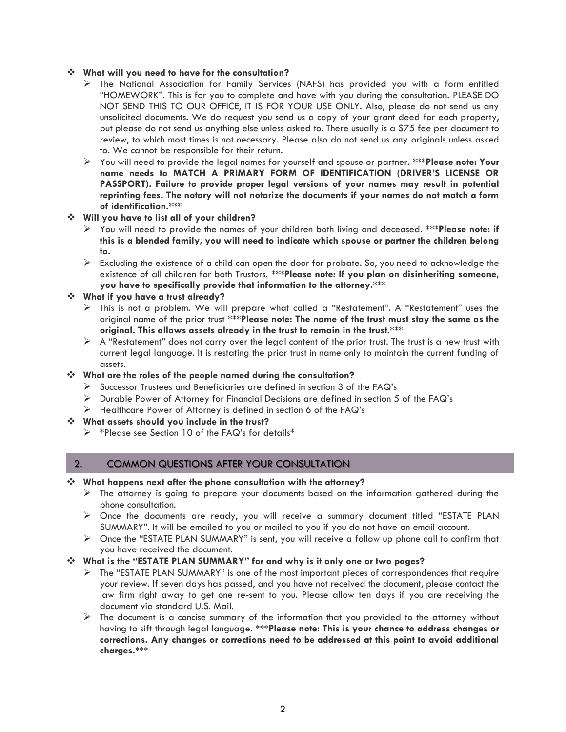❖ **What will you need to have for the consultation?**

- The National Association for Family Services (NAFS) has provided you with a form entitled "HOMEWORK". This is for you to complete and have with you during the consultation. PLEASE DO NOT SEND THIS TO OUR OFFICE, IT IS FOR YOUR USE ONLY. Also, please do not send us any unsolicited documents. We do request you send us a copy of your grant deed for each property, but please do not send us anything else unless asked to. There usually is a $75 fee per document to review, to which most times is not necessary. Please also do not send us any originals unless asked to. We cannot be responsible for their return.
- You will need to provide the legal names for yourself and spouse or partner. \*\*\***Please note: Your name needs to MATCH A PRIMARY FORM OF IDENTIFICATION (DRIVER'S LICENSE OR PASSPORT). Failure to provide proper legal versions of your names may result in potential reprinting fees. The notary will not notarize the documents if your names do not match a form of identification.**\*\*\*

❖ **Will you have to list all of your children?**

- You will need to provide the names of your children both living and deceased. \*\*\***Please note: if this is a blended family, you will need to indicate which spouse or partner the children belong to.**
- Excluding the existence of a child can open the door for probate. So, you need to acknowledge the existence of all children for both Trustors. \*\*\***Please note: If you plan on disinheriting someone, you have to specifically provide that information to the attorney.**\*\*\*

❖ **What if you have a trust already?**

- This is not a problem. We will prepare what called a "Restatement". A "Restatement" uses the original name of the prior trust \*\*\***Please note: The name of the trust must stay the same as the original. This allows assets already in the trust to remain in the trust.**\*\*\*
- A "Restatement" does not carry over the legal content of the prior trust. The trust is a new trust with current legal language. It is restating the prior trust in name only to maintain the current funding of assets.

❖ **What are the roles of the people named during the consultation?**

- Successor Trustees and Beneficiaries are defined in section 3 of the FAQ's
- Durable Power of Attorney for Financial Decisions are defined in section 5 of the FAQ's
- Healthcare Power of Attorney is defined in section 6 of the FAQ's

❖ **What assets should you include in the trust?**

- \*Please see Section 10 of the FAQ's for details\*

## 2. COMMON QUESTIONS AFTER YOUR CONSULTATION

❖ **What happens next after the phone consultation with the attorney?**

- The attorney is going to prepare your documents based on the information gathered during the phone consultation.
- Once the documents are ready, you will receive a summary document titled "ESTATE PLAN SUMMARY". It will be emailed to you or mailed to you if you do not have an email account.
- Once the "ESTATE PLAN SUMMARY" is sent, you will receive a follow up phone call to confirm that you have received the document.

❖ **What is the "ESTATE PLAN SUMMARY" for and why is it only one or two pages?**

- The "ESTATE PLAN SUMMARY" is one of the most important pieces of correspondences that require your review. If seven days has passed, and you have not received the document, please contact the law firm right away to get one re-sent to you. Please allow ten days if you are receiving the document via standard U.S. Mail.
- The document is a concise summary of the information that you provided to the attorney without having to sift through legal language. \*\*\***Please note: This is your chance to address changes or corrections. Any changes or corrections need to be addressed at this point to avoid additional charges.**\*\*\*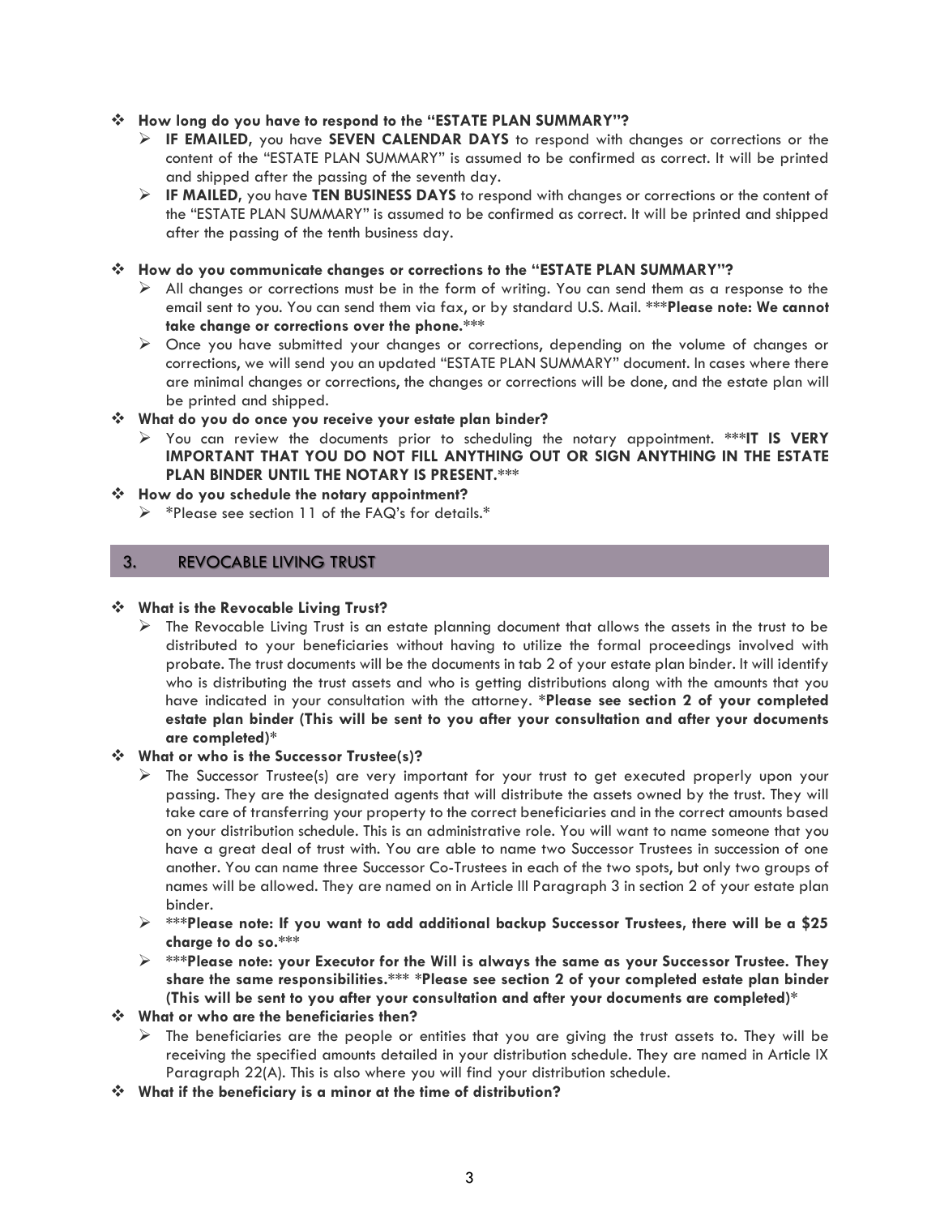- **How long do you have to respond to the "ESTATE PLAN SUMMARY"?**
  - **IF EMAILED**, you have **SEVEN CALENDAR DAYS** to respond with changes or corrections or the content of the "ESTATE PLAN SUMMARY" is assumed to be confirmed as correct. It will be printed and shipped after the passing of the seventh day.
  - **IF MAILED**, you have **TEN BUSINESS DAYS** to respond with changes or corrections or the content of the "ESTATE PLAN SUMMARY" is assumed to be confirmed as correct. It will be printed and shipped after the passing of the tenth business day.
- **How do you communicate changes or corrections to the "ESTATE PLAN SUMMARY"?**
  - All changes or corrections must be in the form of writing. You can send them as a response to the email sent to you. You can send them via fax, or by standard U.S. Mail. ***Please note: We cannot take change or corrections over the phone.***
  - Once you have submitted your changes or corrections, depending on the volume of changes or corrections, we will send you an updated "ESTATE PLAN SUMMARY" document. In cases where there are minimal changes or corrections, the changes or corrections will be done, and the estate plan will be printed and shipped.
- **What do you do once you receive your estate plan binder?**
  - You can review the documents prior to scheduling the notary appointment. ***IT IS VERY IMPORTANT THAT YOU DO NOT FILL ANYTHING OUT OR SIGN ANYTHING IN THE ESTATE PLAN BINDER UNTIL THE NOTARY IS PRESENT.***
- **How do you schedule the notary appointment?**
  - *Please see section 11 of the FAQ's for details.*

## 3. REVOCABLE LIVING TRUST

- **What is the Revocable Living Trust?**
  - The Revocable Living Trust is an estate planning document that allows the assets in the trust to be distributed to your beneficiaries without having to utilize the formal proceedings involved with probate. The trust documents will be the documents in tab 2 of your estate plan binder. It will identify who is distributing the trust assets and who is getting distributions along with the amounts that you have indicated in your consultation with the attorney. ***Please see section 2 of your completed estate plan binder (This will be sent to you after your consultation and after your documents are completed)***
- **What or who is the Successor Trustee(s)?**
  - The Successor Trustee(s) are very important for your trust to get executed properly upon your passing. They are the designated agents that will distribute the assets owned by the trust. They will take care of transferring your property to the correct beneficiaries and in the correct amounts based on your distribution schedule. This is an administrative role. You will want to name someone that you have a great deal of trust with. You are able to name two Successor Trustees in succession of one another. You can name three Successor Co-Trustees in each of the two spots, but only two groups of names will be allowed. They are named on in Article III Paragraph 3 in section 2 of your estate plan binder.
  - ***Please note: If you want to add additional backup Successor Trustees, there will be a $25 charge to do so.***
  - ***Please note: your Executor for the Will is always the same as your Successor Trustee. They share the same responsibilities.*** ***Please see section 2 of your completed estate plan binder (This will be sent to you after your consultation and after your documents are completed)***
- **What or who are the beneficiaries then?**
  - The beneficiaries are the people or entities that you are giving the trust assets to. They will be receiving the specified amounts detailed in your distribution schedule. They are named in Article IX Paragraph 22(A). This is also where you will find your distribution schedule.
- **What if the beneficiary is a minor at the time of distribution?**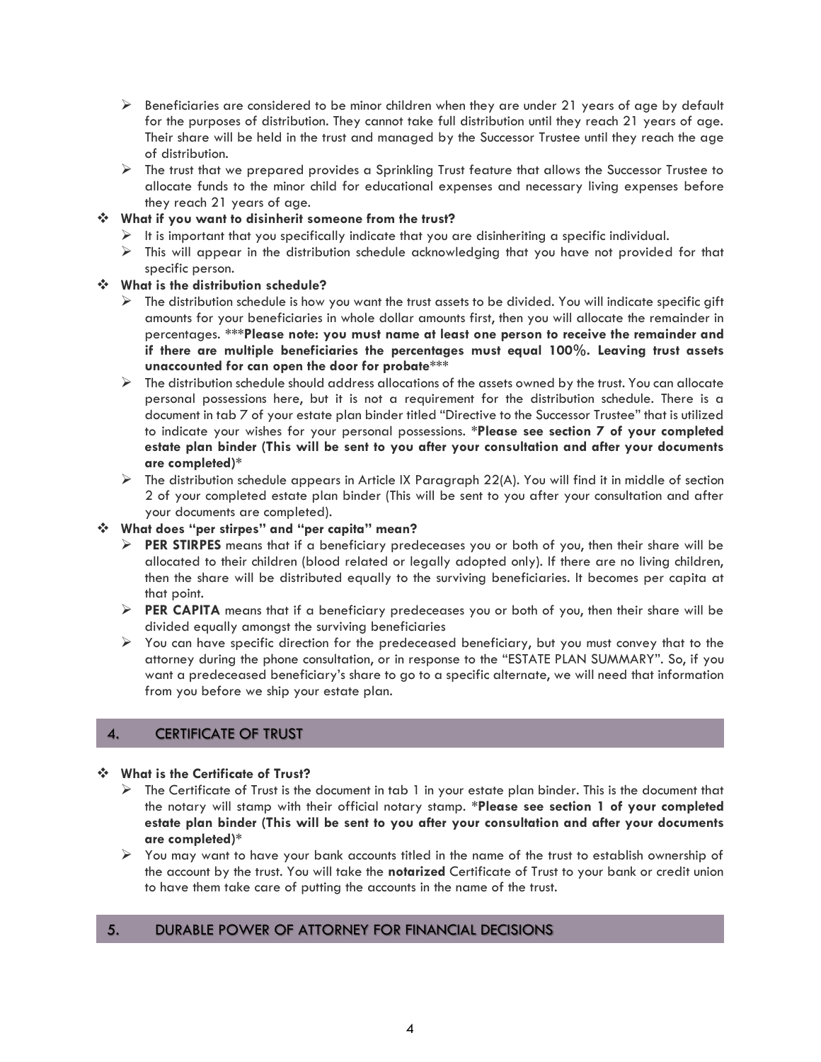- Beneficiaries are considered to be minor children when they are under 21 years of age by default for the purposes of distribution. They cannot take full distribution until they reach 21 years of age. Their share will be held in the trust and managed by the Successor Trustee until they reach the age of distribution.
- The trust that we prepared provides a Sprinkling Trust feature that allows the Successor Trustee to allocate funds to the minor child for educational expenses and necessary living expenses before they reach 21 years of age.

- **What if you want to disinherit someone from the trust?**
  - It is important that you specifically indicate that you are disinheriting a specific individual.
  - This will appear in the distribution schedule acknowledging that you have not provided for that specific person.

- **What is the distribution schedule?**
  - The distribution schedule is how you want the trust assets to be divided. You will indicate specific gift amounts for your beneficiaries in whole dollar amounts first, then you will allocate the remainder in percentages. *****Please note: you must name at least one person to receive the remainder and if there are multiple beneficiaries the percentages must equal 100%. Leaving trust assets unaccounted for can open the door for probate*****
  - The distribution schedule should address allocations of the assets owned by the trust. You can allocate personal possessions here, but it is not a requirement for the distribution schedule. There is a document in tab 7 of your estate plan binder titled "Directive to the Successor Trustee" that is utilized to indicate your wishes for your personal possessions. ***Please see section 7 of your completed estate plan binder (This will be sent to you after your consultation and after your documents are completed)***
  - The distribution schedule appears in Article IX Paragraph 22(A). You will find it in middle of section 2 of your completed estate plan binder (This will be sent to you after your consultation and after your documents are completed).

- **What does "per stirpes" and "per capita" mean?**
  - **PER STIRPES** means that if a beneficiary predeceases you or both of you, then their share will be allocated to their children (blood related or legally adopted only). If there are no living children, then the share will be distributed equally to the surviving beneficiaries. It becomes per capita at that point.
  - **PER CAPITA** means that if a beneficiary predeceases you or both of you, then their share will be divided equally amongst the surviving beneficiaries
  - You can have specific direction for the predeceased beneficiary, but you must convey that to the attorney during the phone consultation, or in response to the "ESTATE PLAN SUMMARY". So, if you want a predeceased beneficiary's share to go to a specific alternate, we will need that information from you before we ship your estate plan.

## 4. CERTIFICATE OF TRUST

- **What is the Certificate of Trust?**
  - The Certificate of Trust is the document in tab 1 in your estate plan binder. This is the document that the notary will stamp with their official notary stamp. ***Please see section 1 of your completed estate plan binder (This will be sent to you after your consultation and after your documents are completed)***
  - You may want to have your bank accounts titled in the name of the trust to establish ownership of the account by the trust. You will take the **notarized** Certificate of Trust to your bank or credit union to have them take care of putting the accounts in the name of the trust.

## 5. DURABLE POWER OF ATTORNEY FOR FINANCIAL DECISIONS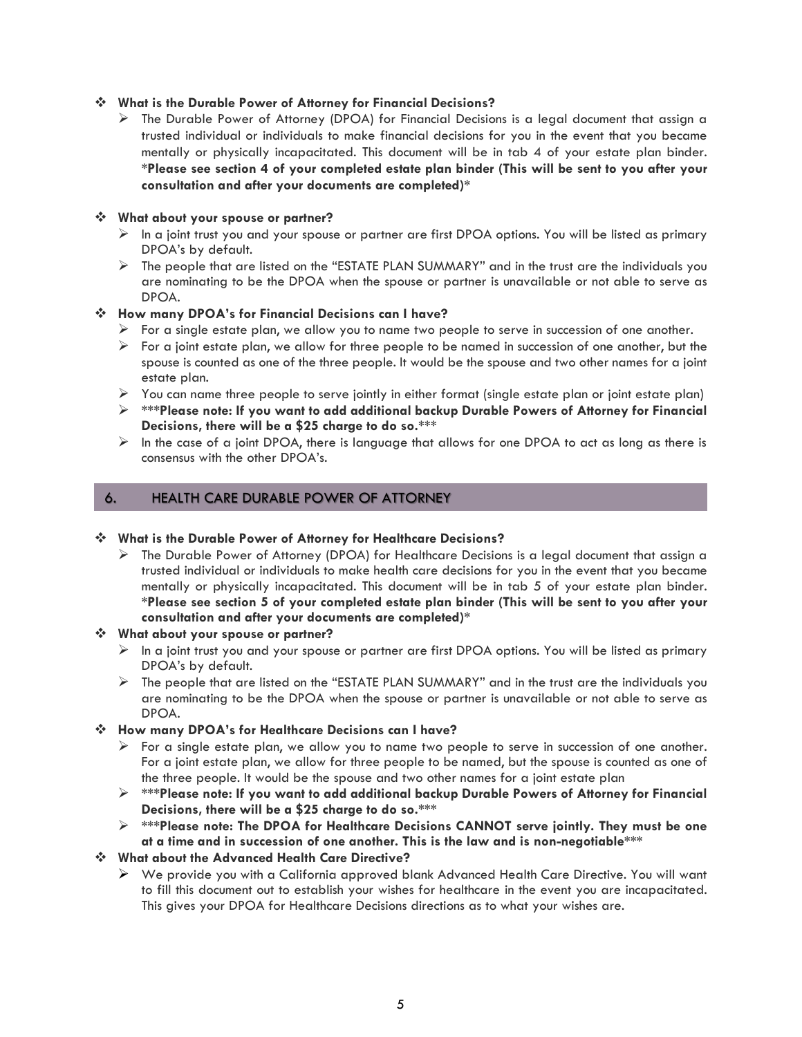- **What is the Durable Power of Attorney for Financial Decisions?**
  - The Durable Power of Attorney (DPOA) for Financial Decisions is a legal document that assign a trusted individual or individuals to make financial decisions for you in the event that you became mentally or physically incapacitated. This document will be in tab 4 of your estate plan binder. ***Please see section 4 of your completed estate plan binder (This will be sent to you after your consultation and after your documents are completed)***

- **What about your spouse or partner?**
  - In a joint trust you and your spouse or partner are first DPOA options. You will be listed as primary DPOA's by default.
  - The people that are listed on the "ESTATE PLAN SUMMARY" and in the trust are the individuals you are nominating to be the DPOA when the spouse or partner is unavailable or not able to serve as DPOA.

- **How many DPOA's for Financial Decisions can I have?**
  - For a single estate plan, we allow you to name two people to serve in succession of one another.
  - For a joint estate plan, we allow for three people to be named in succession of one another, but the spouse is counted as one of the three people. It would be the spouse and two other names for a joint estate plan.
  - You can name three people to serve jointly in either format (single estate plan or joint estate plan)
  - ***Please note: If you want to add additional backup Durable Powers of Attorney for Financial Decisions, there will be a $25 charge to do so.***
  - In the case of a joint DPOA, there is language that allows for one DPOA to act as long as there is consensus with the other DPOA's.

## 6. HEALTH CARE DURABLE POWER OF ATTORNEY

- **What is the Durable Power of Attorney for Healthcare Decisions?**
  - The Durable Power of Attorney (DPOA) for Healthcare Decisions is a legal document that assign a trusted individual or individuals to make health care decisions for you in the event that you became mentally or physically incapacitated. This document will be in tab 5 of your estate plan binder. ***Please see section 5 of your completed estate plan binder (This will be sent to you after your consultation and after your documents are completed)***

- **What about your spouse or partner?**
  - In a joint trust you and your spouse or partner are first DPOA options. You will be listed as primary DPOA's by default.
  - The people that are listed on the "ESTATE PLAN SUMMARY" and in the trust are the individuals you are nominating to be the DPOA when the spouse or partner is unavailable or not able to serve as DPOA.

- **How many DPOA's for Healthcare Decisions can I have?**
  - For a single estate plan, we allow you to name two people to serve in succession of one another. For a joint estate plan, we allow for three people to be named, but the spouse is counted as one of the three people. It would be the spouse and two other names for a joint estate plan
  - ***Please note: If you want to add additional backup Durable Powers of Attorney for Financial Decisions, there will be a $25 charge to do so.***
  - ***Please note: The DPOA for Healthcare Decisions CANNOT serve jointly. They must be one at a time and in succession of one another. This is the law and is non-negotiable***

- **What about the Advanced Health Care Directive?**
  - We provide you with a California approved blank Advanced Health Care Directive. You will want to fill this document out to establish your wishes for healthcare in the event you are incapacitated. This gives your DPOA for Healthcare Decisions directions as to what your wishes are.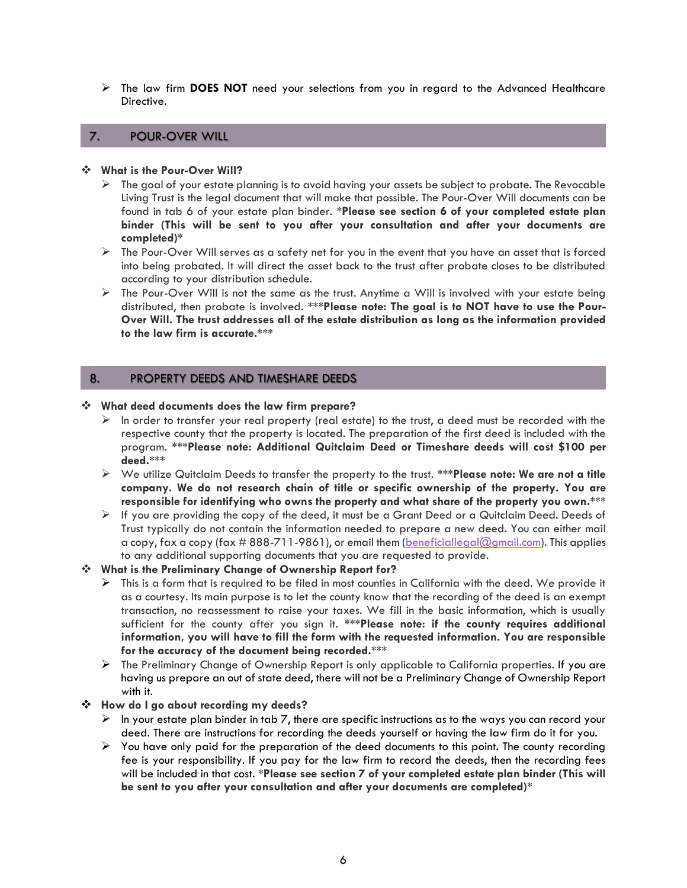- The law firm **DOES NOT** need your selections from you in regard to the Advanced Healthcare Directive.

## 7. POUR-OVER WILL

- **What is the Pour-Over Will?**
  - The goal of your estate planning is to avoid having your assets be subject to probate. The Revocable Living Trust is the legal document that will make that possible. The Pour-Over Will documents can be found in tab 6 of your estate plan binder. ***Please see section 6 of your completed estate plan binder (This will be sent to you after your consultation and after your documents are completed)***
  - The Pour-Over Will serves as a safety net for you in the event that you have an asset that is forced into being probated. It will direct the asset back to the trust after probate closes to be distributed according to your distribution schedule.
  - The Pour-Over Will is not the same as the trust. Anytime a Will is involved with your estate being distributed, then probate is involved. *****Please note: The goal is to NOT have to use the Pour-Over Will. The trust addresses all of the estate distribution as long as the information provided to the law firm is accurate.*****

## 8. PROPERTY DEEDS AND TIMESHARE DEEDS

- **What deed documents does the law firm prepare?**
  - In order to transfer your real property (real estate) to the trust, a deed must be recorded with the respective county that the property is located. The preparation of the first deed is included with the program. *****Please note: Additional Quitclaim Deed or Timeshare deeds will cost $100 per deed.*****
  - We utilize Quitclaim Deeds to transfer the property to the trust. *****Please note: We are not a title company. We do not research chain of title or specific ownership of the property. You are responsible for identifying who owns the property and what share of the property you own.*****
  - If you are providing the copy of the deed, it must be a Grant Deed or a Quitclaim Deed. Deeds of Trust typically do not contain the information needed to prepare a new deed. You can either mail a copy, fax a copy (fax # 888-711-9861), or email them (beneficiallegal@gmail.com). This applies to any additional supporting documents that you are requested to provide.
- **What is the Preliminary Change of Ownership Report for?**
  - This is a form that is required to be filed in most counties in California with the deed. We provide it as a courtesy. Its main purpose is to let the county know that the recording of the deed is an exempt transaction, no reassessment to raise your taxes. We fill in the basic information, which is usually sufficient for the county after you sign it. *****Please note: if the county requires additional information, you will have to fill the form with the requested information. You are responsible for the accuracy of the document being recorded.*****
  - The Preliminary Change of Ownership Report is only applicable to California properties. If you are having us prepare an out of state deed, there will not be a Preliminary Change of Ownership Report with it.
- **How do I go about recording my deeds?**
  - In your estate plan binder in tab 7, there are specific instructions as to the ways you can record your deed. There are instructions for recording the deeds yourself or having the law firm do it for you.
  - You have only paid for the preparation of the deed documents to this point. The county recording fee is your responsibility. If you pay for the law firm to record the deeds, then the recording fees will be included in that cost. ***Please see section 7 of your completed estate plan binder (This will be sent to you after your consultation and after your documents are completed)***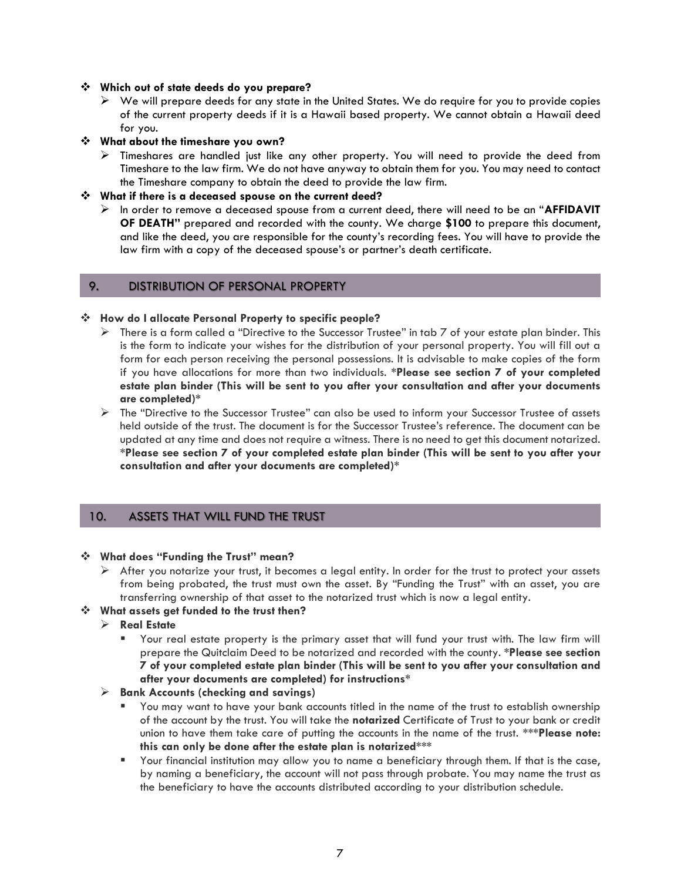- **Which out of state deeds do you prepare?**
  - We will prepare deeds for any state in the United States. We do require for you to provide copies of the current property deeds if it is a Hawaii based property. We cannot obtain a Hawaii deed for you.
- **What about the timeshare you own?**
  - Timeshares are handled just like any other property. You will need to provide the deed from Timeshare to the law firm. We do not have anyway to obtain them for you. You may need to contact the Timeshare company to obtain the deed to provide the law firm.
- **What if there is a deceased spouse on the current deed?**
  - In order to remove a deceased spouse from a current deed, there will need to be an "**AFFIDAVIT OF DEATH"** prepared and recorded with the county. We charge **$100** to prepare this document, and like the deed, you are responsible for the county's recording fees. You will have to provide the law firm with a copy of the deceased spouse's or partner's death certificate.

## 9. DISTRIBUTION OF PERSONAL PROPERTY

- **How do I allocate Personal Property to specific people?**
  - There is a form called a "Directive to the Successor Trustee" in tab 7 of your estate plan binder. This is the form to indicate your wishes for the distribution of your personal property. You will fill out a form for each person receiving the personal possessions. It is advisable to make copies of the form if you have allocations for more than two individuals. ***Please see section 7 of your completed estate plan binder (This will be sent to you after your consultation and after your documents are completed)***
  - The "Directive to the Successor Trustee" can also be used to inform your Successor Trustee of assets held outside of the trust. The document is for the Successor Trustee's reference. The document can be updated at any time and does not require a witness. There is no need to get this document notarized. ***Please see section 7 of your completed estate plan binder (This will be sent to you after your consultation and after your documents are completed)***

## 10. ASSETS THAT WILL FUND THE TRUST

- **What does "Funding the Trust" mean?**
  - After you notarize your trust, it becomes a legal entity. In order for the trust to protect your assets from being probated, the trust must own the asset. By "Funding the Trust" with an asset, you are transferring ownership of that asset to the notarized trust which is now a legal entity.
- **What assets get funded to the trust then?**
  - **Real Estate**
    - Your real estate property is the primary asset that will fund your trust with. The law firm will prepare the Quitclaim Deed to be notarized and recorded with the county. ***Please see section 7 of your completed estate plan binder (This will be sent to you after your consultation and after your documents are completed) for instructions***
  - **Bank Accounts (checking and savings)**
    - You may want to have your bank accounts titled in the name of the trust to establish ownership of the account by the trust. You will take the **notarized** Certificate of Trust to your bank or credit union to have them take care of putting the accounts in the name of the trust. ***Please note: this can only be done after the estate plan is notarized*****
    - Your financial institution may allow you to name a beneficiary through them. If that is the case, by naming a beneficiary, the account will not pass through probate. You may name the trust as the beneficiary to have the accounts distributed according to your distribution schedule.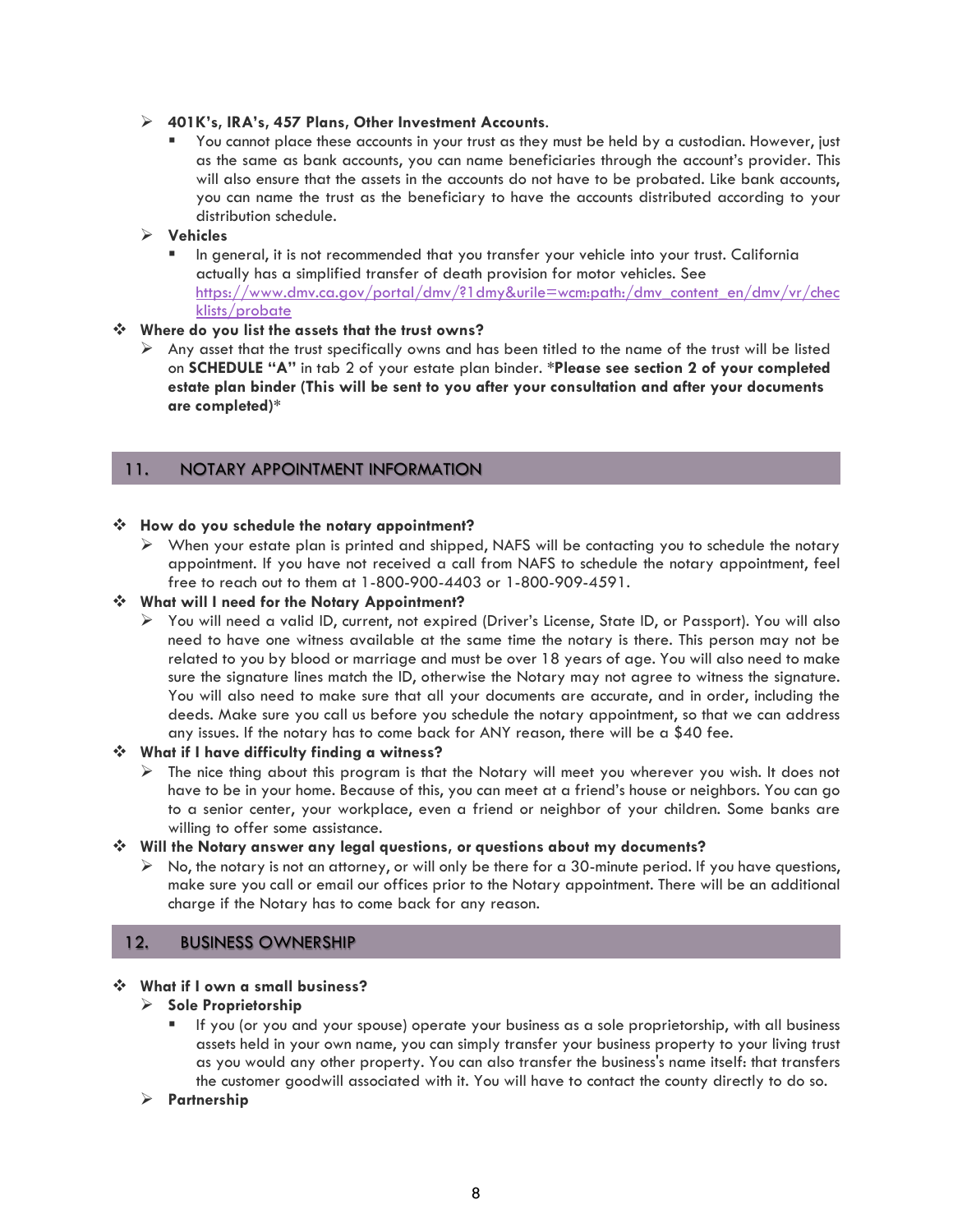- **401K's, IRA's, 457 Plans, Other Investment Accounts**.
  - You cannot place these accounts in your trust as they must be held by a custodian. However, just as the same as bank accounts, you can name beneficiaries through the account's provider. This will also ensure that the assets in the accounts do not have to be probated. Like bank accounts, you can name the trust as the beneficiary to have the accounts distributed according to your distribution schedule.
- **Vehicles**
  - In general, it is not recommended that you transfer your vehicle into your trust. California actually has a simplified transfer of death provision for motor vehicles. See [https://www.dmv.ca.gov/portal/dmv/?1dmy&urile=wcm:path:/dmv_content_en/dmv/vr/checklists/probate](https://www.dmv.ca.gov/portal/dmv/?1dmy&urile=wcm:path:/dmv_content_en/dmv/vr/checklists/probate)

**Where do you list the assets that the trust owns?**

- Any asset that the trust specifically owns and has been titled to the name of the trust will be listed on **SCHEDULE "A"** in tab 2 of your estate plan binder. ***Please see section 2 of your completed estate plan binder (This will be sent to you after your consultation and after your documents are completed)***

## 11. NOTARY APPOINTMENT INFORMATION

**How do you schedule the notary appointment?**

- When your estate plan is printed and shipped, NAFS will be contacting you to schedule the notary appointment. If you have not received a call from NAFS to schedule the notary appointment, feel free to reach out to them at 1-800-900-4403 or 1-800-909-4591.

**What will I need for the Notary Appointment?**

- You will need a valid ID, current, not expired (Driver's License, State ID, or Passport). You will also need to have one witness available at the same time the notary is there. This person may not be related to you by blood or marriage and must be over 18 years of age. You will also need to make sure the signature lines match the ID, otherwise the Notary may not agree to witness the signature. You will also need to make sure that all your documents are accurate, and in order, including the deeds. Make sure you call us before you schedule the notary appointment, so that we can address any issues. If the notary has to come back for ANY reason, there will be a $40 fee.

**What if I have difficulty finding a witness?**

- The nice thing about this program is that the Notary will meet you wherever you wish. It does not have to be in your home. Because of this, you can meet at a friend's house or neighbors. You can go to a senior center, your workplace, even a friend or neighbor of your children. Some banks are willing to offer some assistance.

**Will the Notary answer any legal questions, or questions about my documents?**

- No, the notary is not an attorney, or will only be there for a 30-minute period. If you have questions, make sure you call or email our offices prior to the Notary appointment. There will be an additional charge if the Notary has to come back for any reason.

## 12. BUSINESS OWNERSHIP

**What if I own a small business?**

- **Sole Proprietorship**
  - If you (or you and your spouse) operate your business as a sole proprietorship, with all business assets held in your own name, you can simply transfer your business property to your living trust as you would any other property. You can also transfer the business's name itself: that transfers the customer goodwill associated with it. You will have to contact the county directly to do so.
- **Partnership**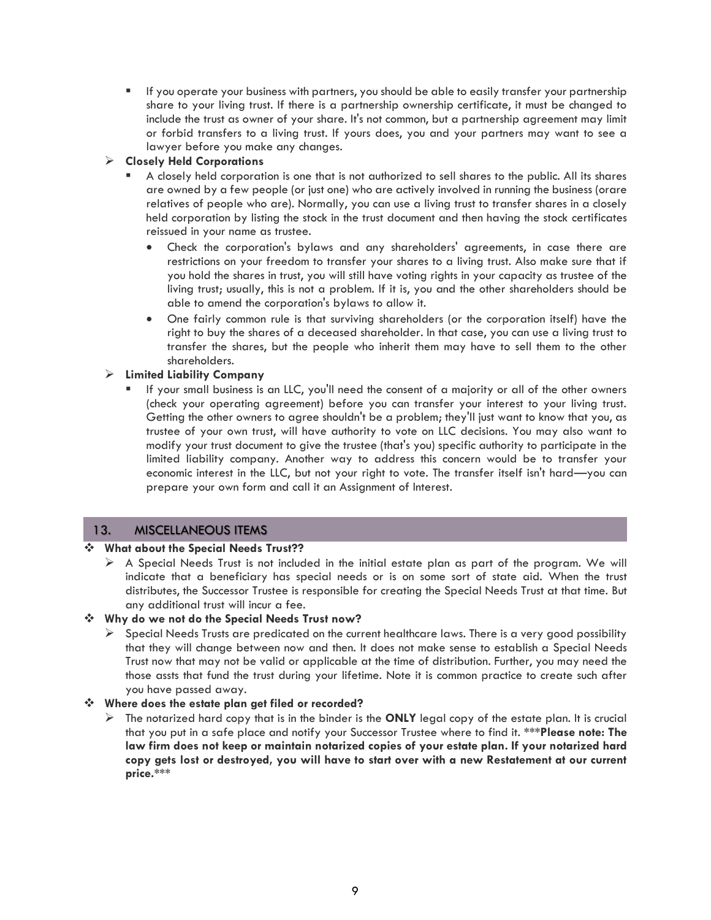- If you operate your business with partners, you should be able to easily transfer your partnership share to your living trust. If there is a partnership ownership certificate, it must be changed to include the trust as owner of your share. It's not common, but a partnership agreement may limit or forbid transfers to a living trust. If yours does, you and your partners may want to see a lawyer before you make any changes.

- **Closely Held Corporations**
  - A closely held corporation is one that is not authorized to sell shares to the public. All its shares are owned by a few people (or just one) who are actively involved in running the business (orare relatives of people who are). Normally, you can use a living trust to transfer shares in a closely held corporation by listing the stock in the trust document and then having the stock certificates reissued in your name as trustee.
    - Check the corporation's bylaws and any shareholders' agreements, in case there are restrictions on your freedom to transfer your shares to a living trust. Also make sure that if you hold the shares in trust, you will still have voting rights in your capacity as trustee of the living trust; usually, this is not a problem. If it is, you and the other shareholders should be able to amend the corporation's bylaws to allow it.
    - One fairly common rule is that surviving shareholders (or the corporation itself) have the right to buy the shares of a deceased shareholder. In that case, you can use a living trust to transfer the shares, but the people who inherit them may have to sell them to the other shareholders.

- **Limited Liability Company**
  - If your small business is an LLC, you'll need the consent of a majority or all of the other owners (check your operating agreement) before you can transfer your interest to your living trust. Getting the other owners to agree shouldn't be a problem; they'll just want to know that you, as trustee of your own trust, will have authority to vote on LLC decisions. You may also want to modify your trust document to give the trustee (that's you) specific authority to participate in the limited liability company. Another way to address this concern would be to transfer your economic interest in the LLC, but not your right to vote. The transfer itself isn't hard—you can prepare your own form and call it an Assignment of Interest.

## 13. MISCELLANEOUS ITEMS

- **What about the Special Needs Trust??**
  - A Special Needs Trust is not included in the initial estate plan as part of the program. We will indicate that a beneficiary has special needs or is on some sort of state aid. When the trust distributes, the Successor Trustee is responsible for creating the Special Needs Trust at that time. But any additional trust will incur a fee.
- **Why do we not do the Special Needs Trust now?**
  - Special Needs Trusts are predicated on the current healthcare laws. There is a very good possibility that they will change between now and then. It does not make sense to establish a Special Needs Trust now that may not be valid or applicable at the time of distribution. Further, you may need the those assts that fund the trust during your lifetime. Note it is common practice to create such after you have passed away.
- **Where does the estate plan get filed or recorded?**
  - The notarized hard copy that is in the binder is the **ONLY** legal copy of the estate plan. It is crucial that you put in a safe place and notify your Successor Trustee where to find it. ***Please note: The law firm does not keep or maintain notarized copies of your estate plan. If your notarized hard copy gets lost or destroyed, you will have to start over with a new Restatement at our current price.***